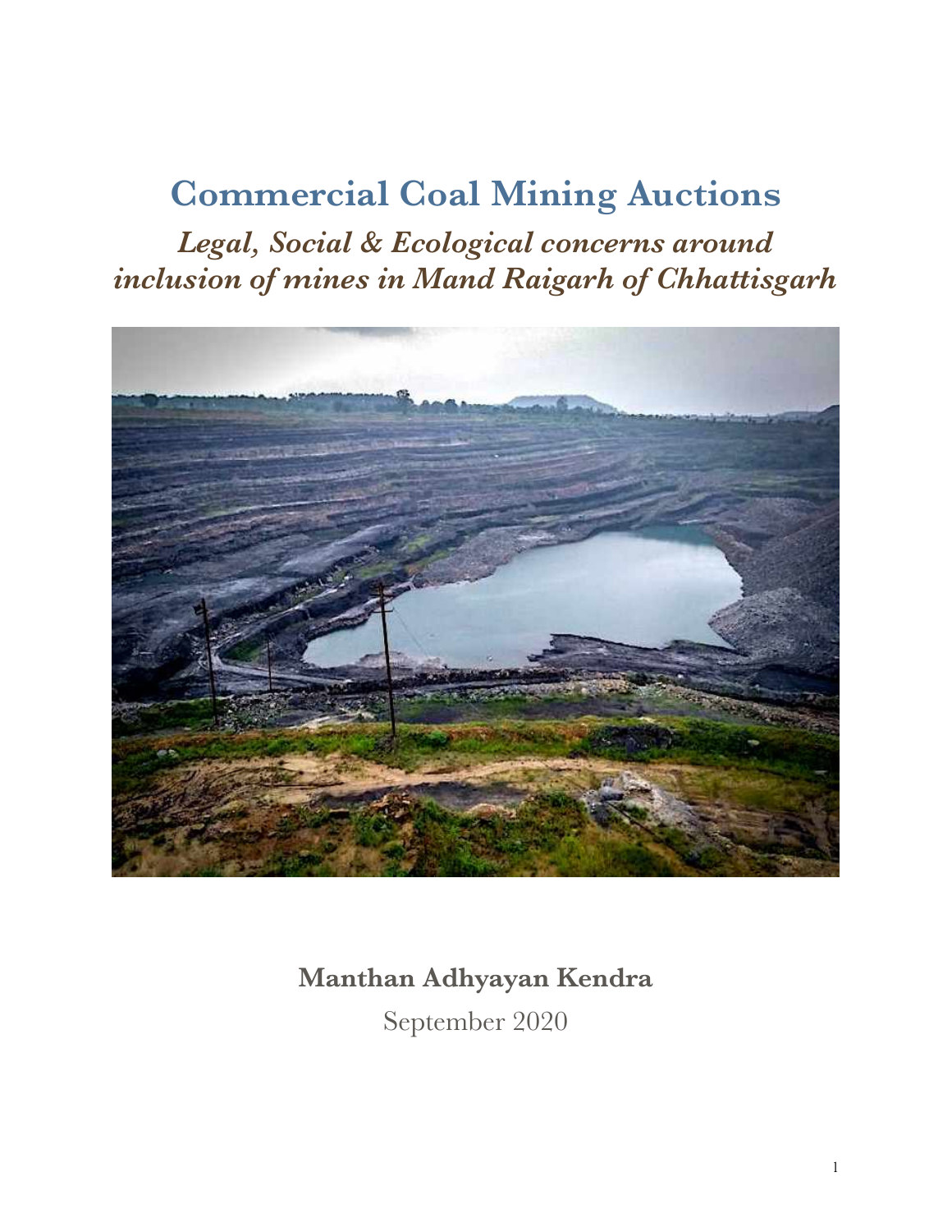# Commercial Coal Mining Auctions

## *Legal, Social & Ecological concerns around inclusion of mines in Mand Raigarh of Chhattisgarh*

**Manthan Adhyayan Kendra**

September 2020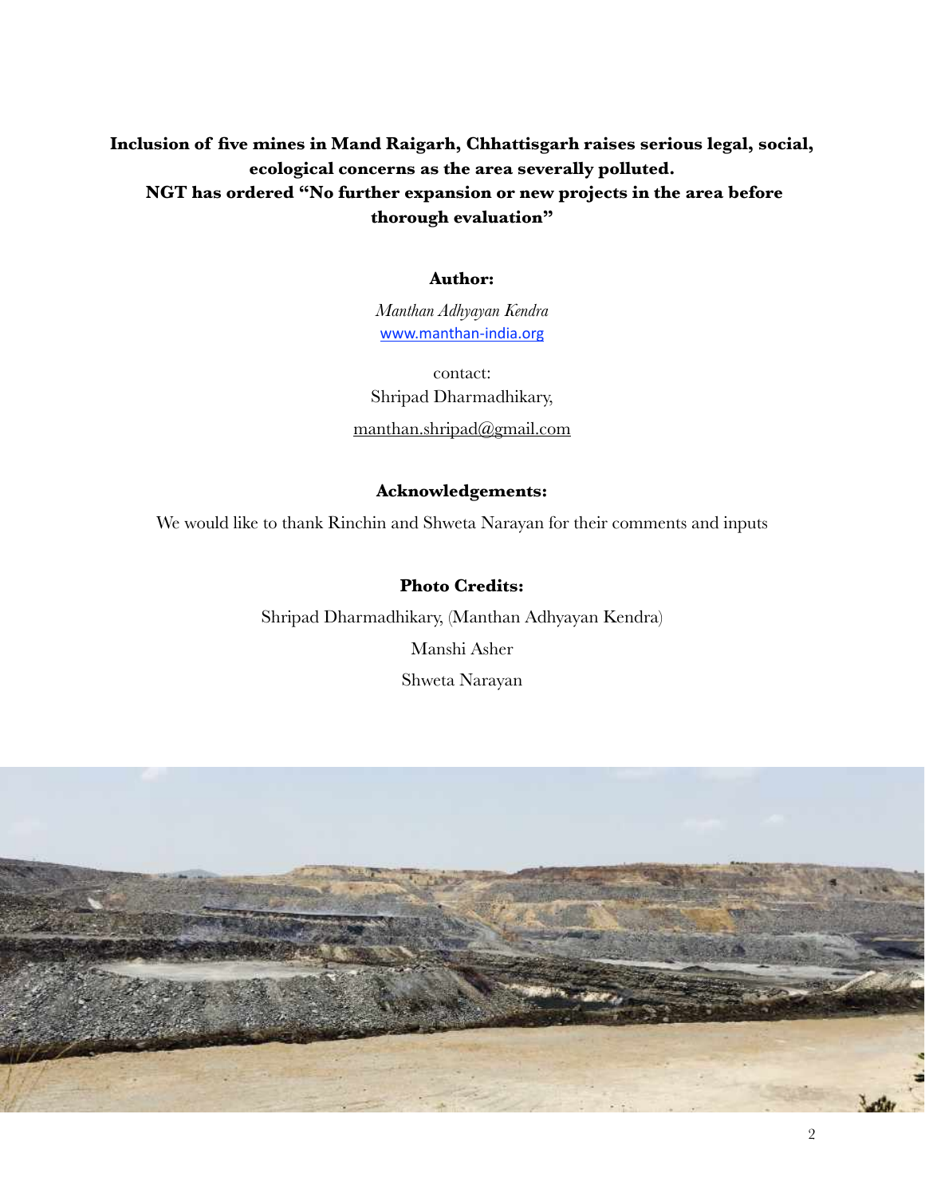**Inclusion of five mines in Mand Raigarh, Chhattisgarh raises serious legal, social, ecological concerns as the area severally polluted.**
**NGT has ordered "No further expansion or new projects in the area before thorough evaluation"**

**Author:**

*Manthan Adhyayan Kendra*
www.manthan-india.org

contact:
Shripad Dharmadhikary,
manthan.shripad@gmail.com

**Acknowledgements:**

We would like to thank Rinchin and Shweta Narayan for their comments and inputs

**Photo Credits:**

Shripad Dharmadhikary, (Manthan Adhyayan Kendra)
Manshi Asher
Shweta Narayan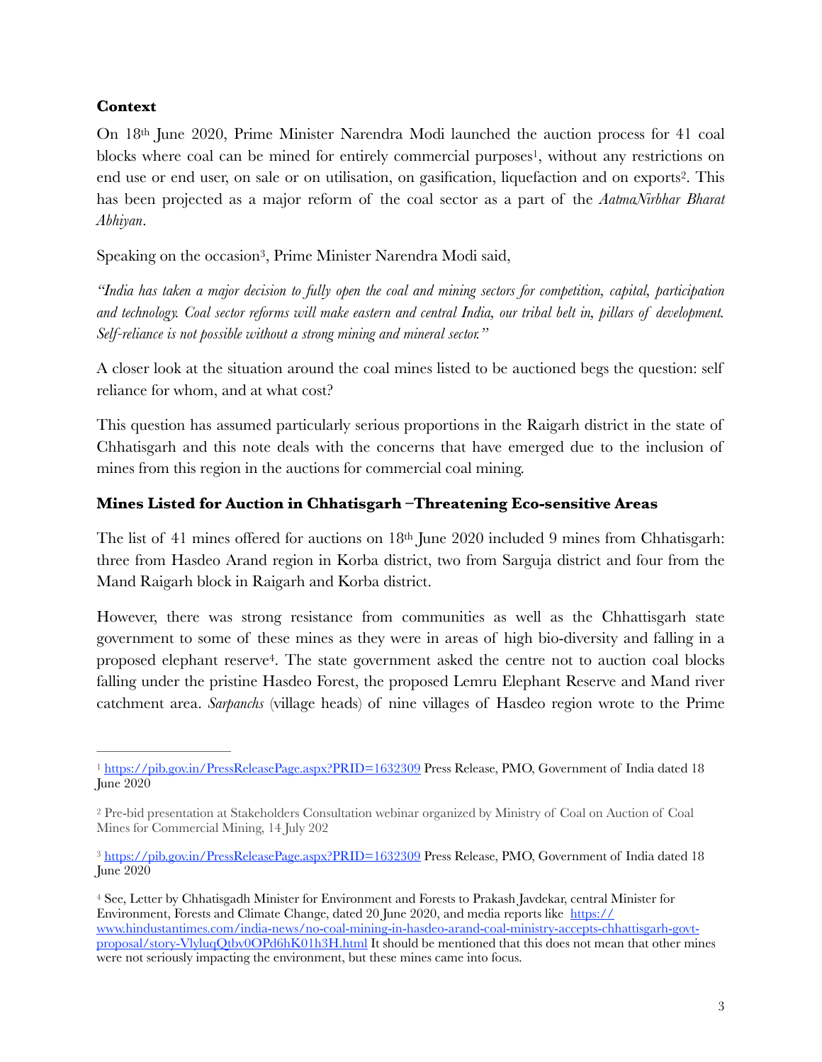## Context

On 18th June 2020, Prime Minister Narendra Modi launched the auction process for 41 coal blocks where coal can be mined for entirely commercial purposes[1], without any restrictions on end use or end user, on sale or on utilisation, on gasification, liquefaction and on exports[2]. This has been projected as a major reform of the coal sector as a part of the *AatmaNirbhar Bharat Abhiyan*.

Speaking on the occasion[3], Prime Minister Narendra Modi said,

*"India has taken a major decision to fully open the coal and mining sectors for competition, capital, participation and technology. Coal sector reforms will make eastern and central India, our tribal belt in, pillars of development. Self-reliance is not possible without a strong mining and mineral sector."*

A closer look at the situation around the coal mines listed to be auctioned begs the question: self reliance for whom, and at what cost?

This question has assumed particularly serious proportions in the Raigarh district in the state of Chhatisgarh and this note deals with the concerns that have emerged due to the inclusion of mines from this region in the auctions for commercial coal mining.

## Mines Listed for Auction in Chhatisgarh –Threatening Eco-sensitive Areas

The list of 41 mines offered for auctions on 18th June 2020 included 9 mines from Chhatisgarh: three from Hasdeo Arand region in Korba district, two from Sarguja district and four from the Mand Raigarh block in Raigarh and Korba district.

However, there was strong resistance from communities as well as the Chhattisgarh state government to some of these mines as they were in areas of high bio-diversity and falling in a proposed elephant reserve[4]. The state government asked the centre not to auction coal blocks falling under the pristine Hasdeo Forest, the proposed Lemru Elephant Reserve and Mand river catchment area. *Sarpanchs* (village heads) of nine villages of Hasdeo region wrote to the Prime

---

[1] https://pib.gov.in/PressReleasePage.aspx?PRID=1632309 Press Release, PMO, Government of India dated 18 June 2020

[2] Pre-bid presentation at Stakeholders Consultation webinar organized by Ministry of Coal on Auction of Coal Mines for Commercial Mining, 14 July 202

[3] https://pib.gov.in/PressReleasePage.aspx?PRID=1632309 Press Release, PMO, Government of India dated 18 June 2020

[4] See, Letter by Chhatisgadh Minister for Environment and Forests to Prakash Javdekar, central Minister for Environment, Forests and Climate Change, dated 20 June 2020, and media reports like https://www.hindustantimes.com/india-news/no-coal-mining-in-hasdeo-arand-coal-ministry-accepts-chhattisgarh-govt-proposal/story-VlyluqQtbv0OPd6hK01h3H.html It should be mentioned that this does not mean that other mines were not seriously impacting the environment, but these mines came into focus.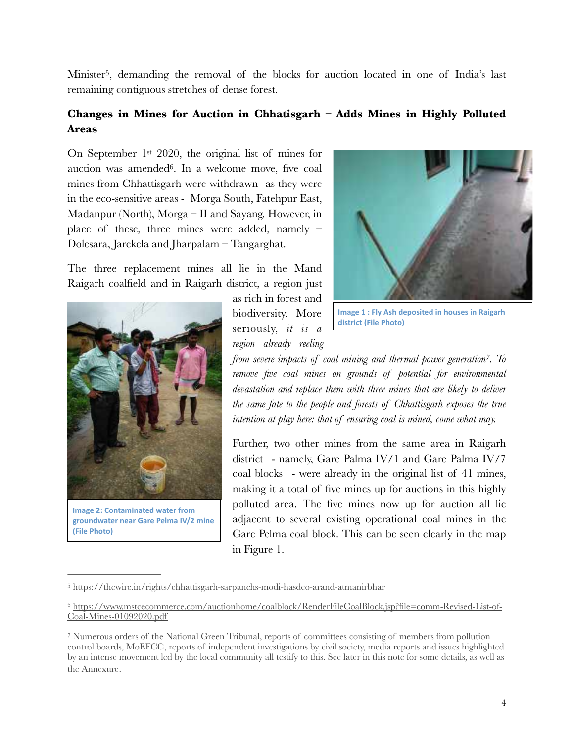Minister[5], demanding the removal of the blocks for auction located in one of India's last remaining contiguous stretches of dense forest.

**Changes in Mines for Auction in Chhatisgarh – Adds Mines in Highly Polluted Areas**

On September 1st 2020, the original list of mines for auction was amended[6]. In a welcome move, five coal mines from Chhattisgarh were withdrawn as they were in the eco-sensitive areas - Morga South, Fatehpur East, Madanpur (North), Morga – II and Sayang. However, in place of these, three mines were added, namely – Dolesara, Jarekela and Jharpalam – Tangarghat.

Image 1 : Fly Ash deposited in houses in Raigarh district (File Photo)

The three replacement mines all lie in the Mand Raigarh coalfield and in Raigarh district, a region just as rich in forest and biodiversity. More seriously, *it is a region already reeling from severe impacts of coal mining and thermal power generation[7]. To remove five coal mines on grounds of potential for environmental devastation and replace them with three mines that are likely to deliver the same fate to the people and forests of Chhattisgarh exposes the true intention at play here: that of ensuring coal is mined, come what may.*

Image 2: Contaminated water from groundwater near Gare Pelma IV/2 mine (File Photo)

Further, two other mines from the same area in Raigarh district - namely, Gare Palma IV/1 and Gare Palma IV/7 coal blocks - were already in the original list of 41 mines, making it a total of five mines up for auctions in this highly polluted area. The five mines now up for auction all lie adjacent to several existing operational coal mines in the Gare Pelma coal block. This can be seen clearly in the map in Figure 1.

---

[5] https://thewire.in/rights/chhattisgarh-sarpanchs-modi-hasdeo-arand-atmanirbhar

[6] https://www.mstcecommerce.com/auctionhome/coalblock/RenderFileCoalBlock.jsp?file=comm-Revised-List-of-Coal-Mines-01092020.pdf

[7] Numerous orders of the National Green Tribunal, reports of committees consisting of members from pollution control boards, MoEFCC, reports of independent investigations by civil society, media reports and issues highlighted by an intense movement led by the local community all testify to this. See later in this note for some details, as well as the Annexure.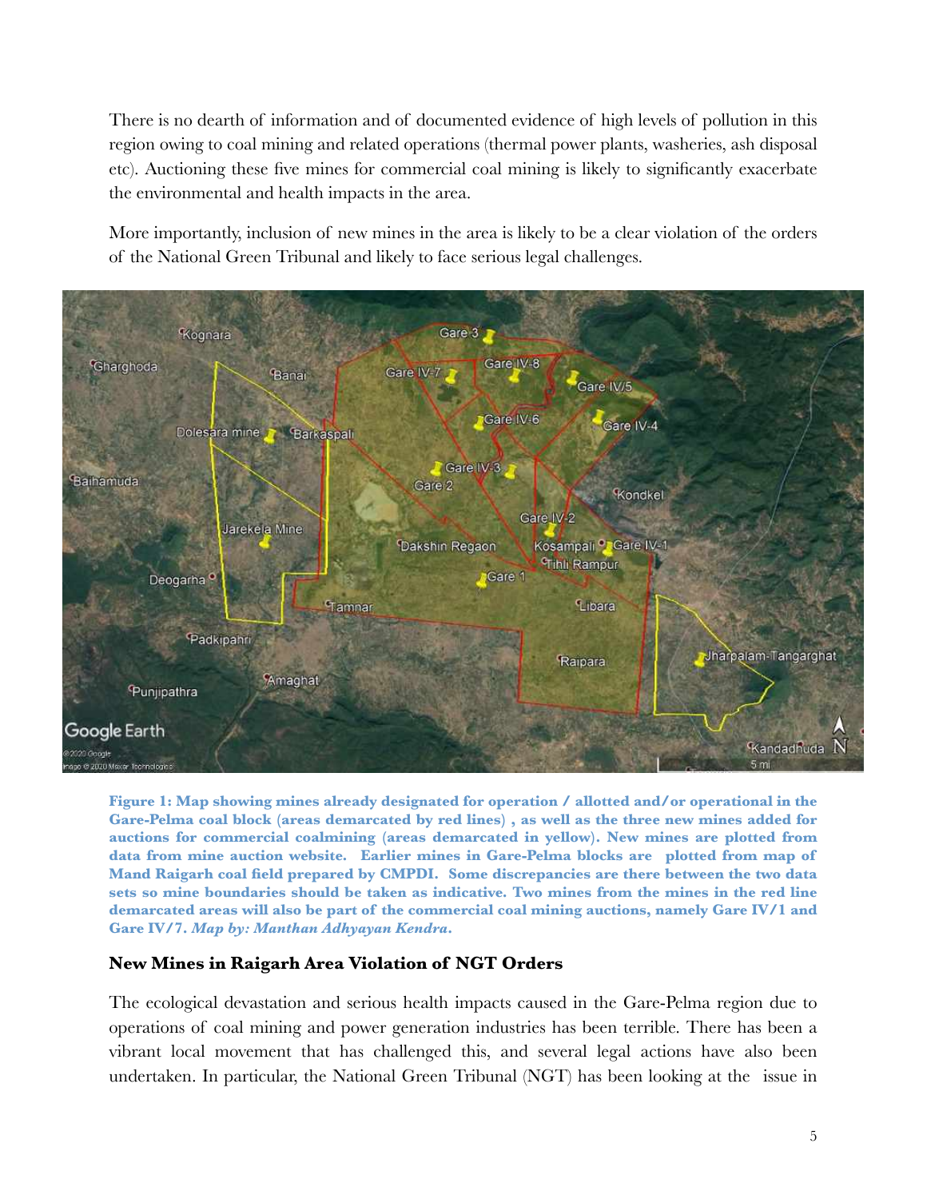There is no dearth of information and of documented evidence of high levels of pollution in this region owing to coal mining and related operations (thermal power plants, washeries, ash disposal etc). Auctioning these five mines for commercial coal mining is likely to significantly exacerbate the environmental and health impacts in the area.

More importantly, inclusion of new mines in the area is likely to be a clear violation of the orders of the National Green Tribunal and likely to face serious legal challenges.

**Figure 1: Map showing mines already designated for operation / allotted and/or operational in the Gare-Pelma coal block (areas demarcated by red lines) , as well as the three new mines added for auctions for commercial coalmining (areas demarcated in yellow). New mines are plotted from data from mine auction website. Earlier mines in Gare-Pelma blocks are plotted from map of Mand Raigarh coal field prepared by CMPDI. Some discrepancies are there between the two data sets so mine boundaries should be taken as indicative. Two mines from the mines in the red line demarcated areas will also be part of the commercial coal mining auctions, namely Gare IV/1 and Gare IV/7. *Map by: Manthan Adhyayan Kendra*.**

### New Mines in Raigarh Area Violation of NGT Orders

The ecological devastation and serious health impacts caused in the Gare-Pelma region due to operations of coal mining and power generation industries has been terrible. There has been a vibrant local movement that has challenged this, and several legal actions have also been undertaken. In particular, the National Green Tribunal (NGT) has been looking at the issue in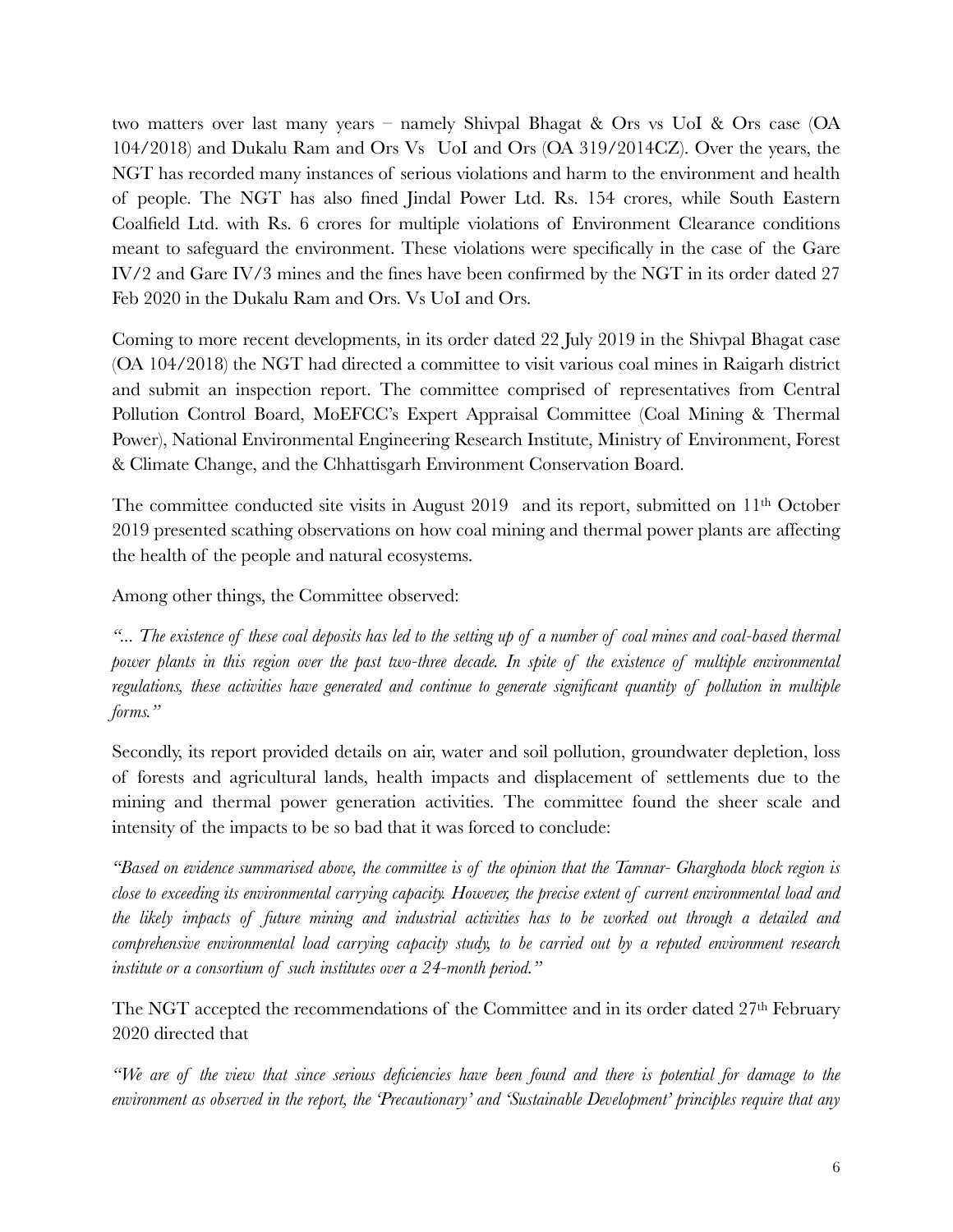two matters over last many years – namely Shivpal Bhagat & Ors vs UoI & Ors case (OA 104/2018) and Dukalu Ram and Ors Vs UoI and Ors (OA 319/2014CZ). Over the years, the NGT has recorded many instances of serious violations and harm to the environment and health of people. The NGT has also fined Jindal Power Ltd. Rs. 154 crores, while South Eastern Coalfield Ltd. with Rs. 6 crores for multiple violations of Environment Clearance conditions meant to safeguard the environment. These violations were specifically in the case of the Gare IV/2 and Gare IV/3 mines and the fines have been confirmed by the NGT in its order dated 27 Feb 2020 in the Dukalu Ram and Ors. Vs UoI and Ors.

Coming to more recent developments, in its order dated 22 July 2019 in the Shivpal Bhagat case (OA 104/2018) the NGT had directed a committee to visit various coal mines in Raigarh district and submit an inspection report. The committee comprised of representatives from Central Pollution Control Board, MoEFCC's Expert Appraisal Committee (Coal Mining & Thermal Power), National Environmental Engineering Research Institute, Ministry of Environment, Forest & Climate Change, and the Chhattisgarh Environment Conservation Board.

The committee conducted site visits in August 2019 and its report, submitted on 11th October 2019 presented scathing observations on how coal mining and thermal power plants are affecting the health of the people and natural ecosystems.

Among other things, the Committee observed:

*"... The existence of these coal deposits has led to the setting up of a number of coal mines and coal-based thermal power plants in this region over the past two-three decade. In spite of the existence of multiple environmental regulations, these activities have generated and continue to generate significant quantity of pollution in multiple forms."*

Secondly, its report provided details on air, water and soil pollution, groundwater depletion, loss of forests and agricultural lands, health impacts and displacement of settlements due to the mining and thermal power generation activities. The committee found the sheer scale and intensity of the impacts to be so bad that it was forced to conclude:

*"Based on evidence summarised above, the committee is of the opinion that the Tamnar- Gharghoda block region is close to exceeding its environmental carrying capacity. However, the precise extent of current environmental load and the likely impacts of future mining and industrial activities has to be worked out through a detailed and comprehensive environmental load carrying capacity study, to be carried out by a reputed environment research institute or a consortium of such institutes over a 24-month period."*

The NGT accepted the recommendations of the Committee and in its order dated 27th February 2020 directed that

*"We are of the view that since serious deficiencies have been found and there is potential for damage to the environment as observed in the report, the 'Precautionary' and 'Sustainable Development' principles require that any*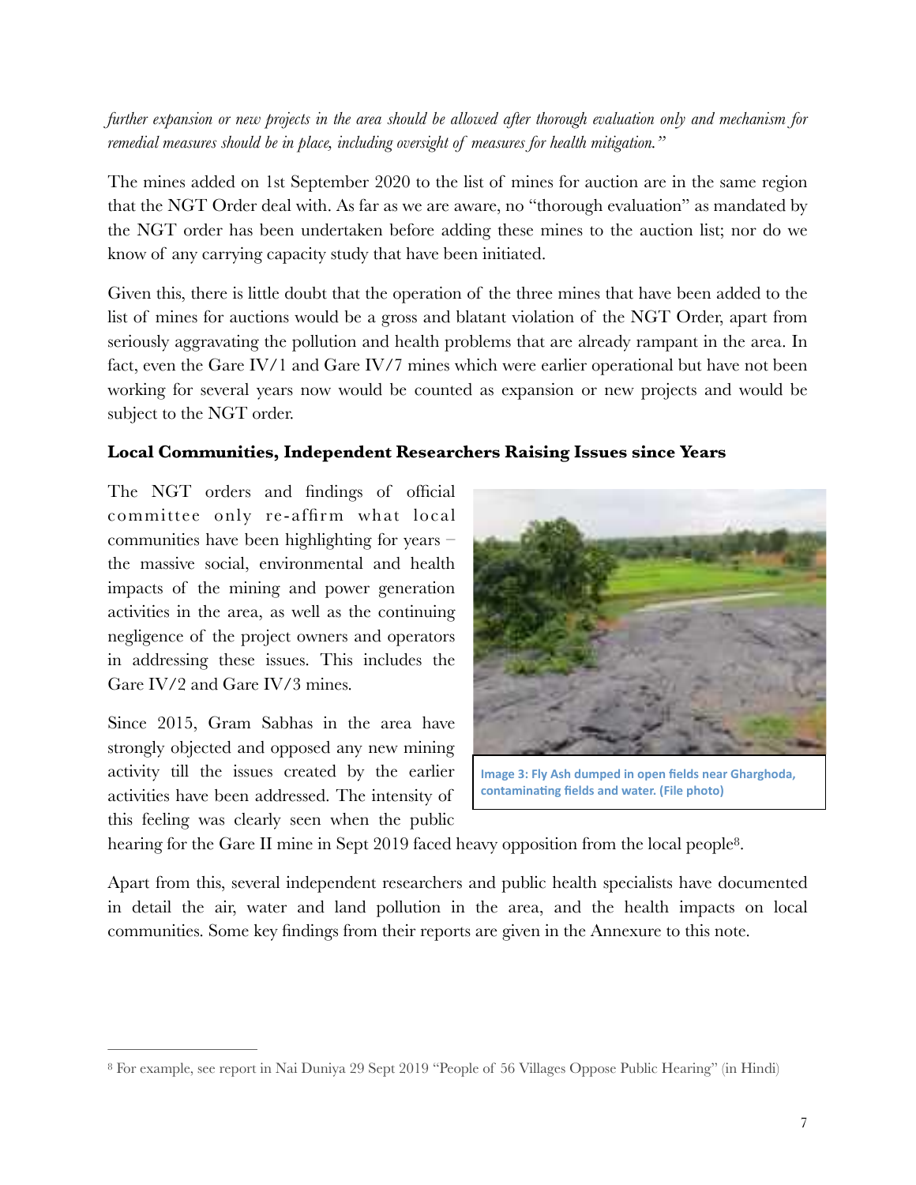*further expansion or new projects in the area should be allowed after thorough evaluation only and mechanism for remedial measures should be in place, including oversight of measures for health mitigation."*

The mines added on 1st September 2020 to the list of mines for auction are in the same region that the NGT Order deal with. As far as we are aware, no "thorough evaluation" as mandated by the NGT order has been undertaken before adding these mines to the auction list; nor do we know of any carrying capacity study that have been initiated.

Given this, there is little doubt that the operation of the three mines that have been added to the list of mines for auctions would be a gross and blatant violation of the NGT Order, apart from seriously aggravating the pollution and health problems that are already rampant in the area. In fact, even the Gare IV/1 and Gare IV/7 mines which were earlier operational but have not been working for several years now would be counted as expansion or new projects and would be subject to the NGT order.

**Local Communities, Independent Researchers Raising Issues since Years**

The NGT orders and findings of official committee only re-affirm what local communities have been highlighting for years – the massive social, environmental and health impacts of the mining and power generation activities in the area, as well as the continuing negligence of the project owners and operators in addressing these issues. This includes the Gare IV/2 and Gare IV/3 mines.

Since 2015, Gram Sabhas in the area have strongly objected and opposed any new mining activity till the issues created by the earlier activities have been addressed. The intensity of this feeling was clearly seen when the public hearing for the Gare II mine in Sept 2019 faced heavy opposition from the local people[8].

**Image 3: Fly Ash dumped in open fields near Gharghoda, contaminating fields and water. (File photo)**

Apart from this, several independent researchers and public health specialists have documented in detail the air, water and land pollution in the area, and the health impacts on local communities. Some key findings from their reports are given in the Annexure to this note.

---

[8] For example, see report in Nai Duniya 29 Sept 2019 "People of 56 Villages Oppose Public Hearing" (in Hindi)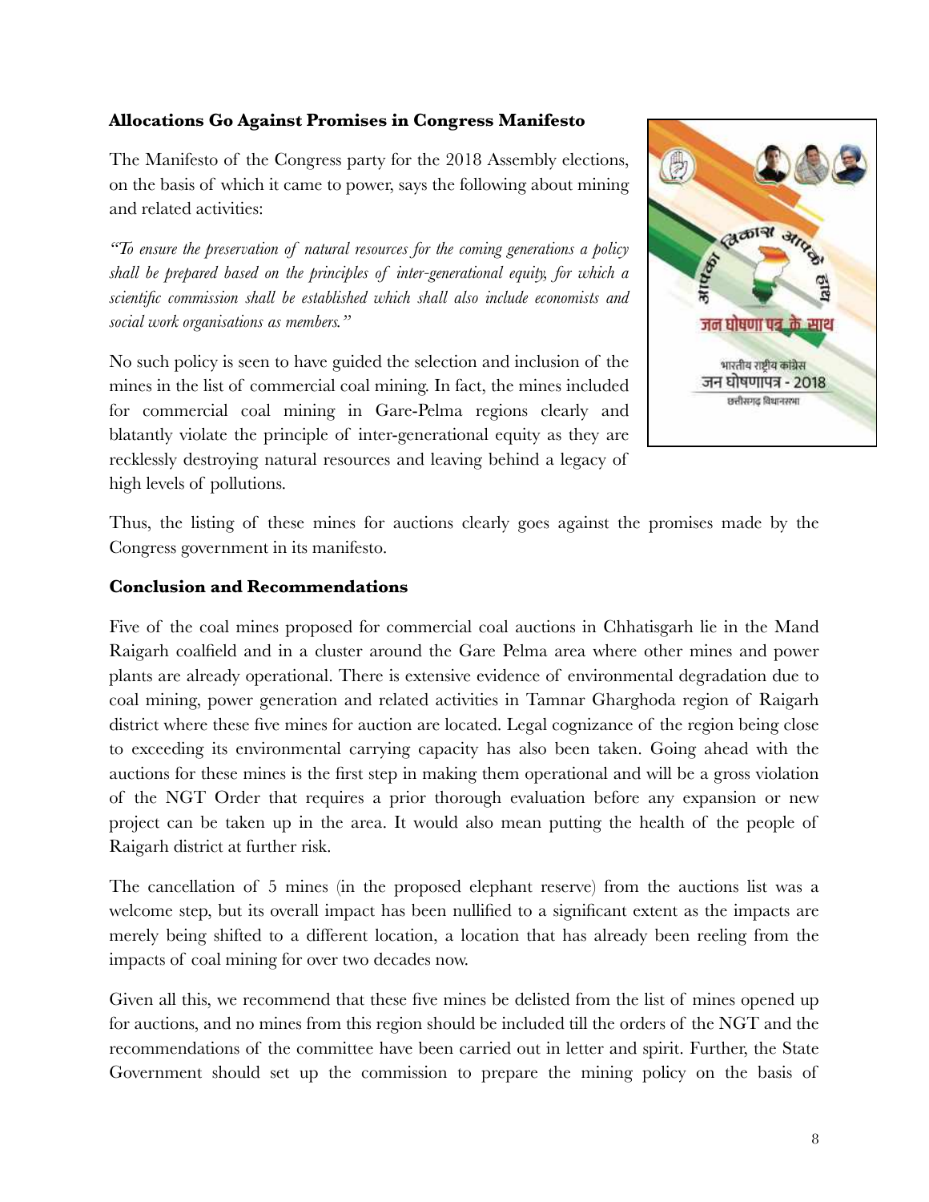**Allocations Go Against Promises in Congress Manifesto**

The Manifesto of the Congress party for the 2018 Assembly elections, on the basis of which it came to power, says the following about mining and related activities:

*"To ensure the preservation of natural resources for the coming generations a policy shall be prepared based on the principles of inter-generational equity, for which a scientific commission shall be established which shall also include economists and social work organisations as members."*

No such policy is seen to have guided the selection and inclusion of the mines in the list of commercial coal mining. In fact, the mines included for commercial coal mining in Gare-Pelma regions clearly and blatantly violate the principle of inter-generational equity as they are recklessly destroying natural resources and leaving behind a legacy of high levels of pollutions.

Thus, the listing of these mines for auctions clearly goes against the promises made by the Congress government in its manifesto.

**Conclusion and Recommendations**

Five of the coal mines proposed for commercial coal auctions in Chhatisgarh lie in the Mand Raigarh coalfield and in a cluster around the Gare Pelma area where other mines and power plants are already operational. There is extensive evidence of environmental degradation due to coal mining, power generation and related activities in Tamnar Gharghoda region of Raigarh district where these five mines for auction are located. Legal cognizance of the region being close to exceeding its environmental carrying capacity has also been taken. Going ahead with the auctions for these mines is the first step in making them operational and will be a gross violation of the NGT Order that requires a prior thorough evaluation before any expansion or new project can be taken up in the area. It would also mean putting the health of the people of Raigarh district at further risk.

The cancellation of 5 mines (in the proposed elephant reserve) from the auctions list was a welcome step, but its overall impact has been nullified to a significant extent as the impacts are merely being shifted to a different location, a location that has already been reeling from the impacts of coal mining for over two decades now.

Given all this, we recommend that these five mines be delisted from the list of mines opened up for auctions, and no mines from this region should be included till the orders of the NGT and the recommendations of the committee have been carried out in letter and spirit. Further, the State Government should set up the commission to prepare the mining policy on the basis of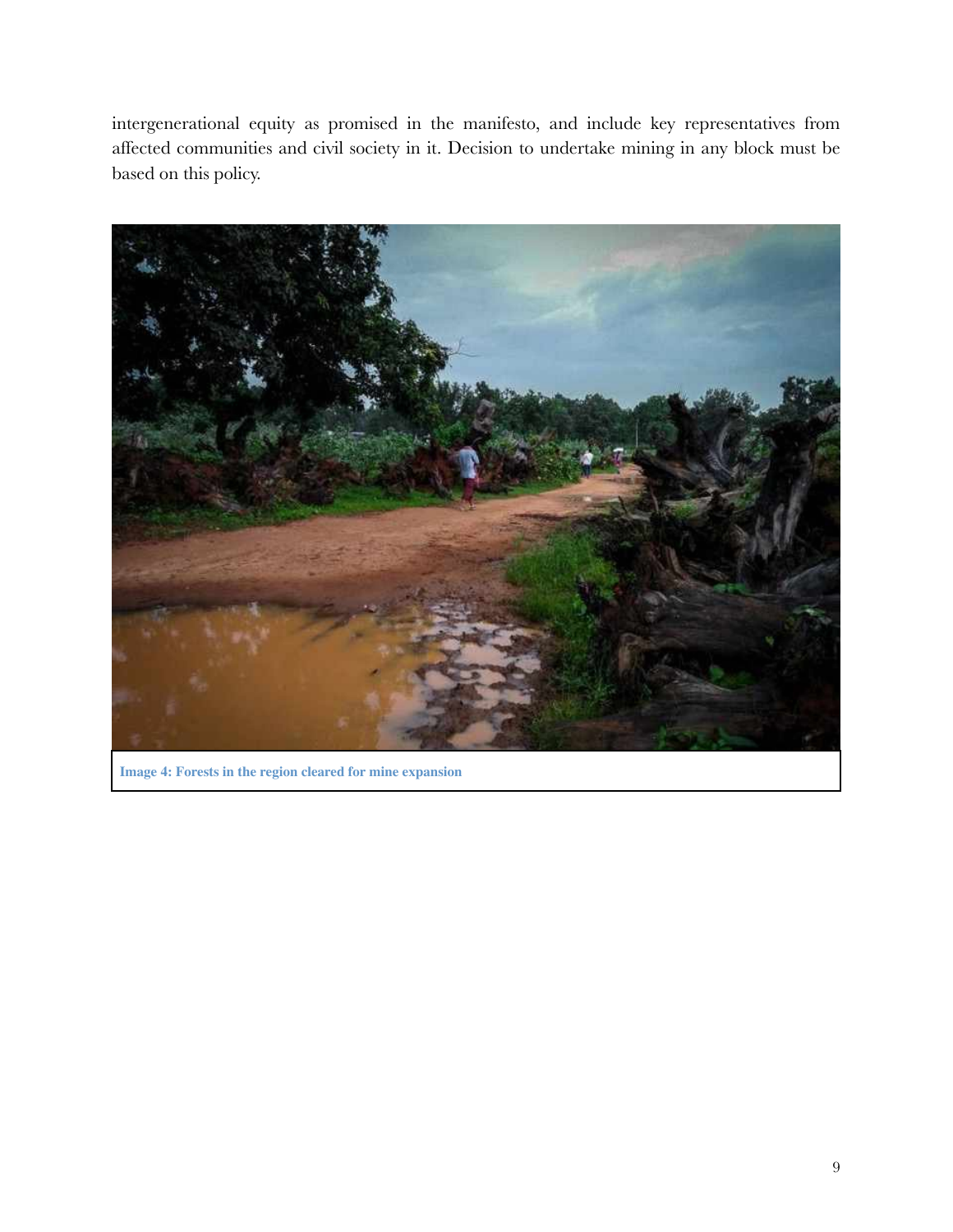intergenerational equity as promised in the manifesto, and include key representatives from affected communities and civil society in it. Decision to undertake mining in any block must be based on this policy.

**Image 4: Forests in the region cleared for mine expansion**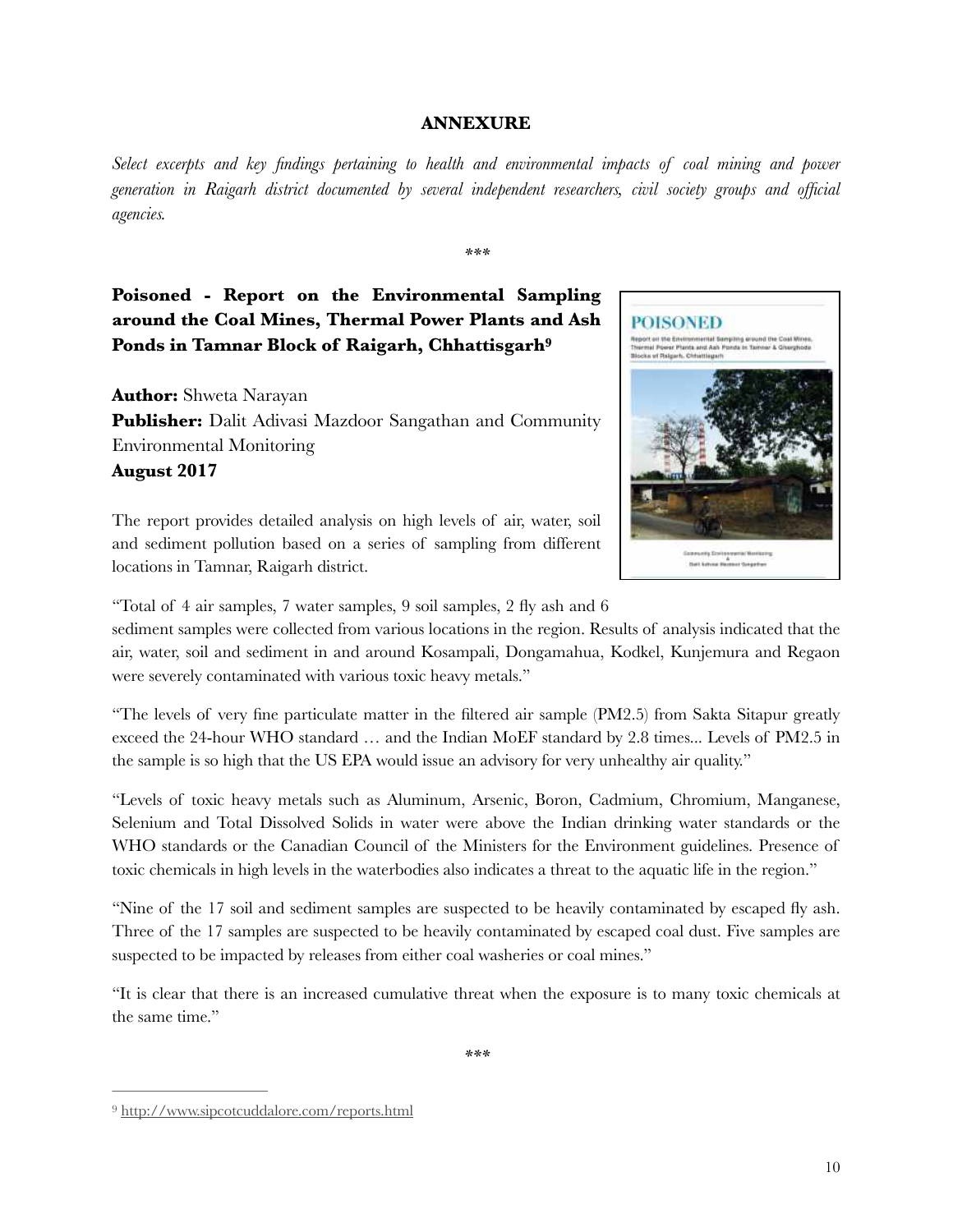## ANNEXURE

*Select excerpts and key findings pertaining to health and environmental impacts of coal mining and power generation in Raigarh district documented by several independent researchers, civil society groups and official agencies.*

\*\*\*

### Poisoned - Report on the Environmental Sampling around the Coal Mines, Thermal Power Plants and Ash Ponds in Tamnar Block of Raigarh, Chhattisgarh[9]

**Author:** Shweta Narayan
**Publisher:** Dalit Adivasi Mazdoor Sangathan and Community Environmental Monitoring
**August 2017**

The report provides detailed analysis on high levels of air, water, soil and sediment pollution based on a series of sampling from different locations in Tamnar, Raigarh district.

"Total of 4 air samples, 7 water samples, 9 soil samples, 2 fly ash and 6 sediment samples were collected from various locations in the region. Results of analysis indicated that the air, water, soil and sediment in and around Kosampali, Dongamahua, Kodkel, Kunjemura and Regaon were severely contaminated with various toxic heavy metals."

"The levels of very fine particulate matter in the filtered air sample (PM2.5) from Sakta Sitapur greatly exceed the 24-hour WHO standard … and the Indian MoEF standard by 2.8 times... Levels of PM2.5 in the sample is so high that the US EPA would issue an advisory for very unhealthy air quality."

"Levels of toxic heavy metals such as Aluminum, Arsenic, Boron, Cadmium, Chromium, Manganese, Selenium and Total Dissolved Solids in water were above the Indian drinking water standards or the WHO standards or the Canadian Council of the Ministers for the Environment guidelines. Presence of toxic chemicals in high levels in the waterbodies also indicates a threat to the aquatic life in the region."

"Nine of the 17 soil and sediment samples are suspected to be heavily contaminated by escaped fly ash. Three of the 17 samples are suspected to be heavily contaminated by escaped coal dust. Five samples are suspected to be impacted by releases from either coal washeries or coal mines."

"It is clear that there is an increased cumulative threat when the exposure is to many toxic chemicals at the same time."

\*\*\*

---

[9] http://www.sipcotcuddalore.com/reports.html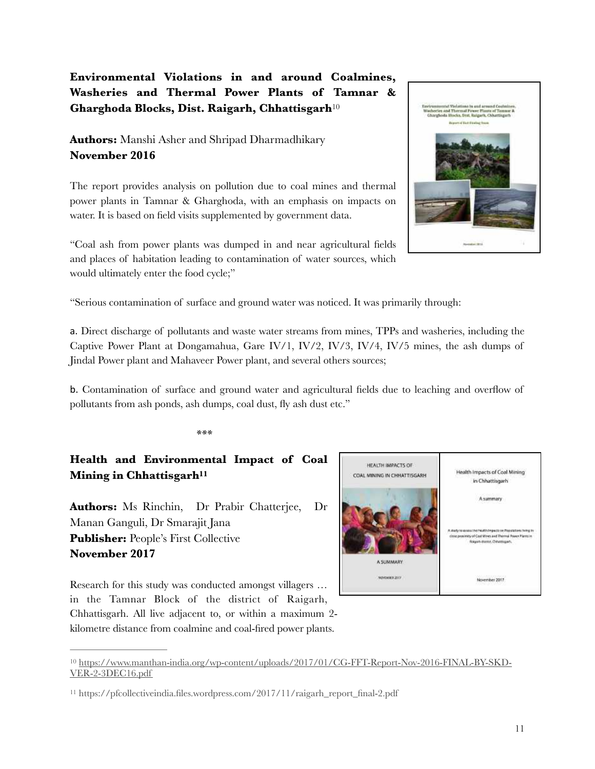## Environmental Violations in and around Coalmines, Washeries and Thermal Power Plants of Tamnar & Gharghoda Blocks, Dist. Raigarh, Chhattisgarh[10]

**Authors:** Manshi Asher and Shripad Dharmadhikary
**November 2016**

The report provides analysis on pollution due to coal mines and thermal power plants in Tamnar & Gharghoda, with an emphasis on impacts on water. It is based on field visits supplemented by government data.

"Coal ash from power plants was dumped in and near agricultural fields and places of habitation leading to contamination of water sources, which would ultimately enter the food cycle;"

"Serious contamination of surface and ground water was noticed. It was primarily through:

a. Direct discharge of pollutants and waste water streams from mines, TPPs and washeries, including the Captive Power Plant at Dongamahua, Gare IV/1, IV/2, IV/3, IV/4, IV/5 mines, the ash dumps of Jindal Power plant and Mahaveer Power plant, and several others sources;

b. Contamination of surface and ground water and agricultural fields due to leaching and overflow of pollutants from ash ponds, ash dumps, coal dust, fly ash dust etc."

***

## Health and Environmental Impact of Coal Mining in Chhattisgarh[11]

**Authors:** Ms Rinchin, Dr Prabir Chatterjee, Dr Manan Ganguli, Dr Smarajit Jana
**Publisher:** People's First Collective
**November 2017**

Research for this study was conducted amongst villagers … in the Tamnar Block of the district of Raigarh, Chhattisgarh. All live adjacent to, or within a maximum 2-kilometre distance from coalmine and coal-fired power plants.

---

[10] https://www.manthan-india.org/wp-content/uploads/2017/01/CG-FFT-Report-Nov-2016-FINAL-BY-SKD-VER-2-3DEC16.pdf

[11] https://pfcollectiveindia.files.wordpress.com/2017/11/raigarh_report_final-2.pdf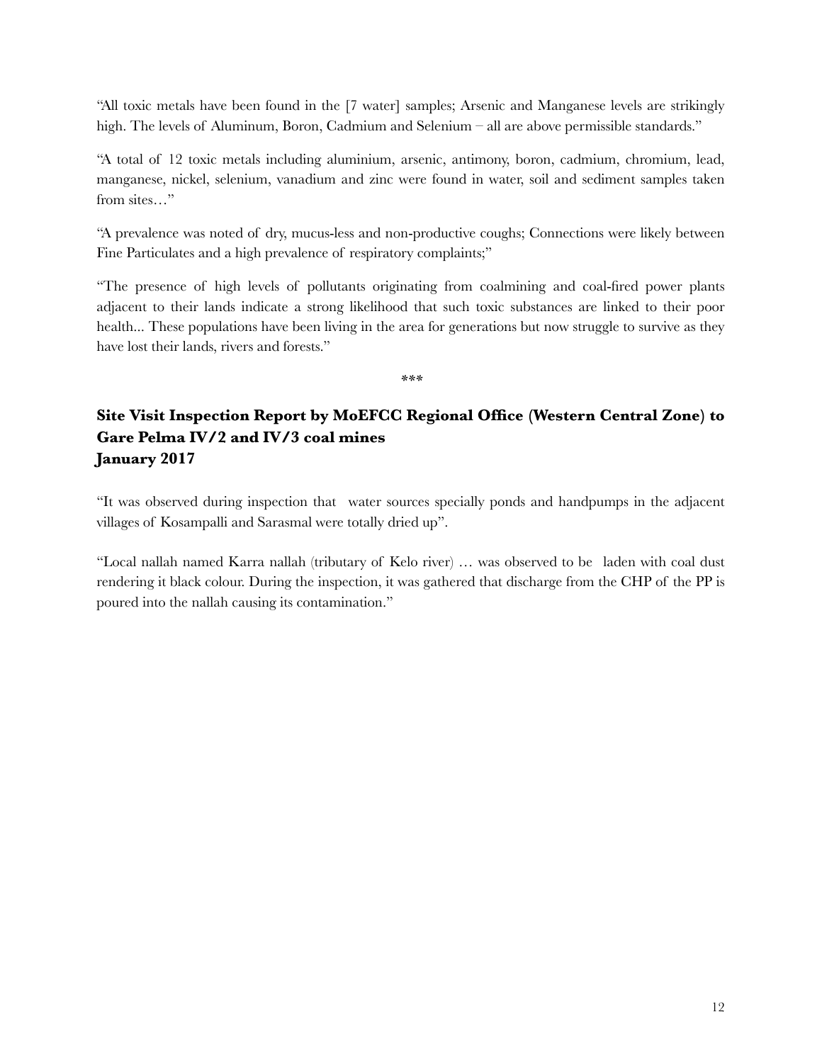"All toxic metals have been found in the [7 water] samples; Arsenic and Manganese levels are strikingly high. The levels of Aluminum, Boron, Cadmium and Selenium – all are above permissible standards."

"A total of 12 toxic metals including aluminium, arsenic, antimony, boron, cadmium, chromium, lead, manganese, nickel, selenium, vanadium and zinc were found in water, soil and sediment samples taken from sites…"

"A prevalence was noted of dry, mucus-less and non-productive coughs; Connections were likely between Fine Particulates and a high prevalence of respiratory complaints;"

"The presence of high levels of pollutants originating from coalmining and coal-fired power plants adjacent to their lands indicate a strong likelihood that such toxic substances are linked to their poor health... These populations have been living in the area for generations but now struggle to survive as they have lost their lands, rivers and forests."

***

## Site Visit Inspection Report by MoEFCC Regional Office (Western Central Zone) to Gare Pelma IV/2 and IV/3 coal mines
## January 2017

"It was observed during inspection that water sources specially ponds and handpumps in the adjacent villages of Kosampalli and Sarasmal were totally dried up".

"Local nallah named Karra nallah (tributary of Kelo river) … was observed to be laden with coal dust rendering it black colour. During the inspection, it was gathered that discharge from the CHP of the PP is poured into the nallah causing its contamination."